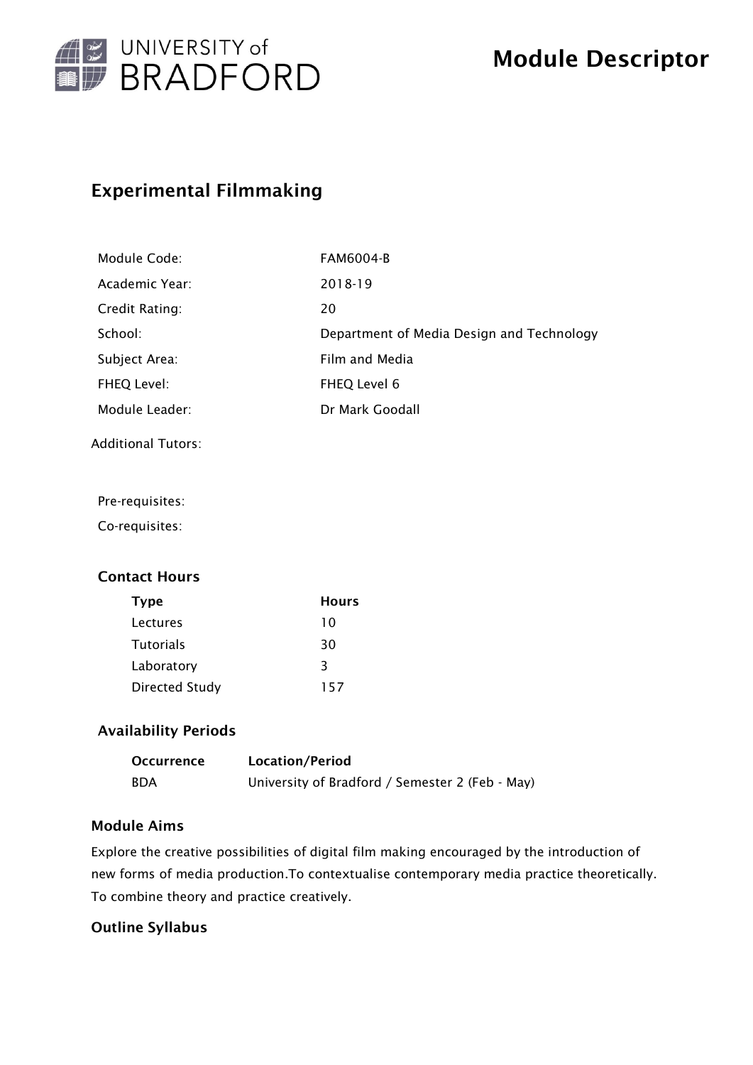# Module Descriptor

## Experimental Filmmaking

| | |
|---|---|
| Module Code: | FAM6004-B |
| Academic Year: | 2018-19 |
| Credit Rating: | 20 |
| School: | Department of Media Design and Technology |
| Subject Area: | Film and Media |
| FHEQ Level: | FHEQ Level 6 |
| Module Leader: | Dr Mark Goodall |

Additional Tutors:

Pre-requisites:

Co-requisites:

### Contact Hours

| Type | Hours |
|---|---|
| Lectures | 10 |
| Tutorials | 30 |
| Laboratory | 3 |
| Directed Study | 157 |

### Availability Periods

| Occurrence | Location/Period |
|---|---|
| BDA | University of Bradford / Semester 2 (Feb - May) |

### Module Aims

Explore the creative possibilities of digital film making encouraged by the introduction of new forms of media production.To contextualise contemporary media practice theoretically. To combine theory and practice creatively.

### Outline Syllabus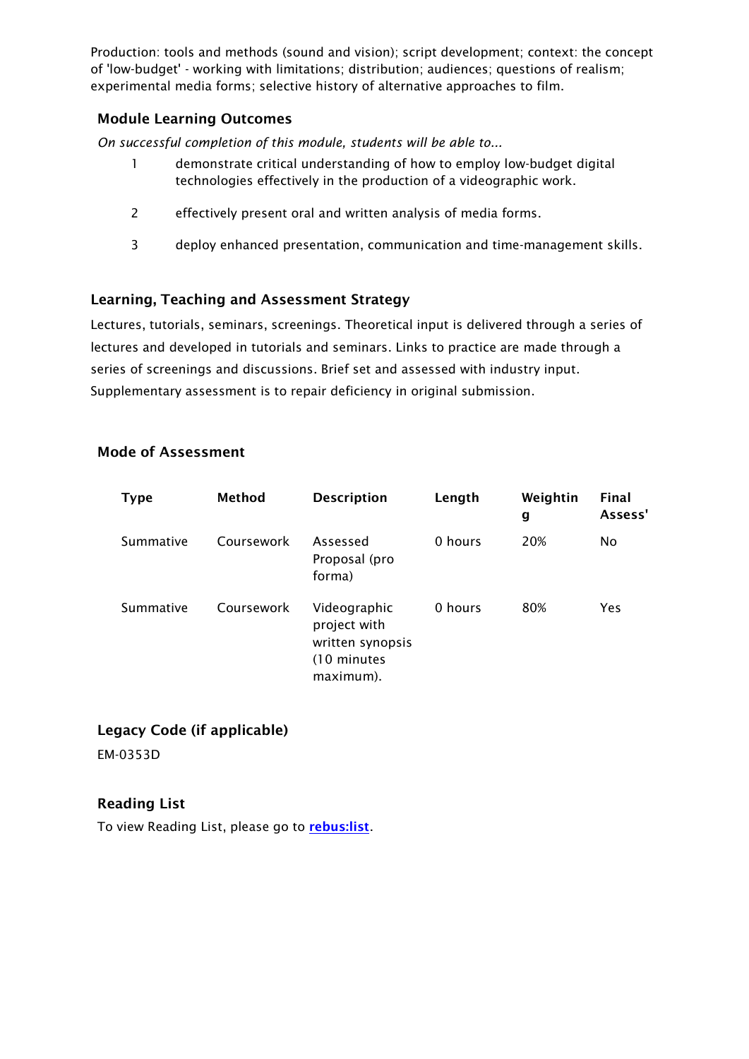Production: tools and methods (sound and vision); script development; context: the concept of 'low-budget' - working with limitations; distribution; audiences; questions of realism; experimental media forms; selective history of alternative approaches to film.

### Module Learning Outcomes

*On successful completion of this module, students will be able to...*

1. demonstrate critical understanding of how to employ low-budget digital technologies effectively in the production of a videographic work.
2. effectively present oral and written analysis of media forms.
3. deploy enhanced presentation, communication and time-management skills.

### Learning, Teaching and Assessment Strategy

Lectures, tutorials, seminars, screenings. Theoretical input is delivered through a series of lectures and developed in tutorials and seminars. Links to practice are made through a series of screenings and discussions. Brief set and assessed with industry input. Supplementary assessment is to repair deficiency in original submission.

### Mode of Assessment

| Type | Method | Description | Length | Weighting | Final Assess' |
|---|---|---|---|---|---|
| Summative | Coursework | Assessed Proposal (pro forma) | 0 hours | 20% | No |
| Summative | Coursework | Videographic project with written synopsis (10 minutes maximum). | 0 hours | 80% | Yes |

### Legacy Code (if applicable)

EM-0353D

### Reading List

To view Reading List, please go to **rebus:list**.